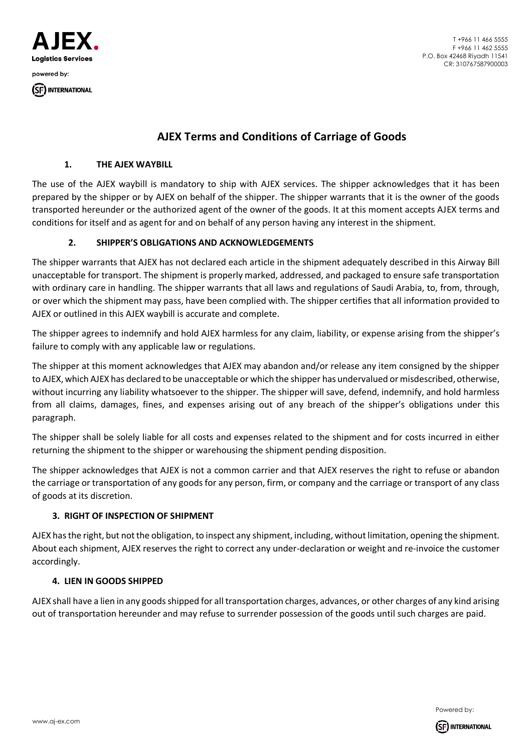# AJEX Terms and Conditions of Carriage of Goods

## 1. THE AJEX WAYBILL

The use of the AJEX waybill is mandatory to ship with AJEX services. The shipper acknowledges that it has been prepared by the shipper or by AJEX on behalf of the shipper. The shipper warrants that it is the owner of the goods transported hereunder or the authorized agent of the owner of the goods. It at this moment accepts AJEX terms and conditions for itself and as agent for and on behalf of any person having any interest in the shipment.

## 2. SHIPPER'S OBLIGATIONS AND ACKNOWLEDGEMENTS

The shipper warrants that AJEX has not declared each article in the shipment adequately described in this Airway Bill unacceptable for transport. The shipment is properly marked, addressed, and packaged to ensure safe transportation with ordinary care in handling. The shipper warrants that all laws and regulations of Saudi Arabia, to, from, through, or over which the shipment may pass, have been complied with. The shipper certifies that all information provided to AJEX or outlined in this AJEX waybill is accurate and complete.

The shipper agrees to indemnify and hold AJEX harmless for any claim, liability, or expense arising from the shipper's failure to comply with any applicable law or regulations.

The shipper at this moment acknowledges that AJEX may abandon and/or release any item consigned by the shipper to AJEX, which AJEX has declared to be unacceptable or which the shipper has undervalued or misdescribed, otherwise, without incurring any liability whatsoever to the shipper. The shipper will save, defend, indemnify, and hold harmless from all claims, damages, fines, and expenses arising out of any breach of the shipper's obligations under this paragraph.

The shipper shall be solely liable for all costs and expenses related to the shipment and for costs incurred in either returning the shipment to the shipper or warehousing the shipment pending disposition.

The shipper acknowledges that AJEX is not a common carrier and that AJEX reserves the right to refuse or abandon the carriage or transportation of any goods for any person, firm, or company and the carriage or transport of any class of goods at its discretion.

## 3. RIGHT OF INSPECTION OF SHIPMENT

AJEX has the right, but not the obligation, to inspect any shipment, including, without limitation, opening the shipment. About each shipment, AJEX reserves the right to correct any under-declaration or weight and re-invoice the customer accordingly.

## 4. LIEN IN GOODS SHIPPED

AJEX shall have a lien in any goods shipped for all transportation charges, advances, or other charges of any kind arising out of transportation hereunder and may refuse to surrender possession of the goods until such charges are paid.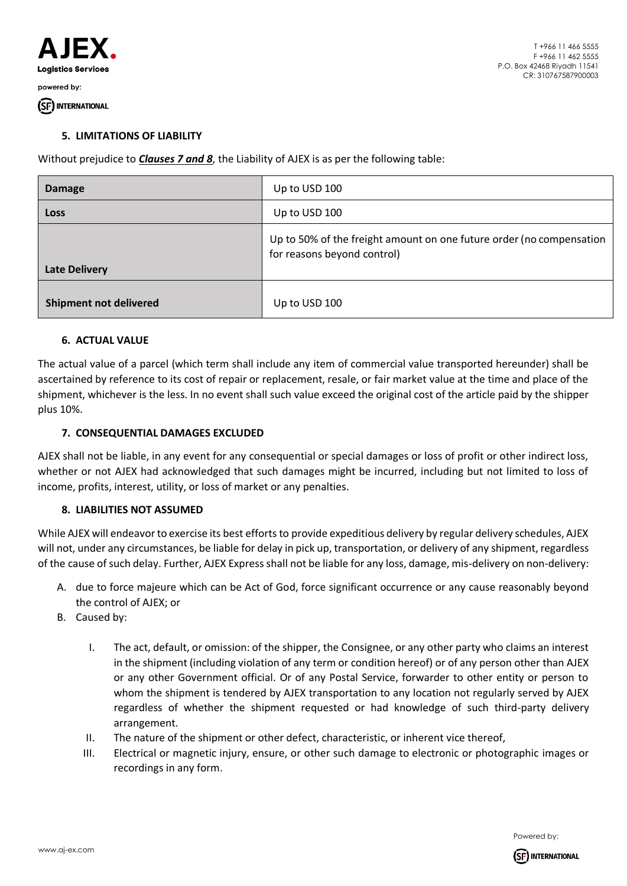### 5. LIMITATIONS OF LIABILITY

Without prejudice to ***Clauses 7 and 8***, the Liability of AJEX is as per the following table:

| **Damage** | Up to USD 100 |
|---|---|
| **Loss** | Up to USD 100 |
| **Late Delivery** | Up to 50% of the freight amount on one future order (no compensation for reasons beyond control) |
| **Shipment not delivered** | Up to USD 100 |

### 6. ACTUAL VALUE

The actual value of a parcel (which term shall include any item of commercial value transported hereunder) shall be ascertained by reference to its cost of repair or replacement, resale, or fair market value at the time and place of the shipment, whichever is the less. In no event shall such value exceed the original cost of the article paid by the shipper plus 10%.

### 7. CONSEQUENTIAL DAMAGES EXCLUDED

AJEX shall not be liable, in any event for any consequential or special damages or loss of profit or other indirect loss, whether or not AJEX had acknowledged that such damages might be incurred, including but not limited to loss of income, profits, interest, utility, or loss of market or any penalties.

### 8. LIABILITIES NOT ASSUMED

While AJEX will endeavor to exercise its best efforts to provide expeditious delivery by regular delivery schedules, AJEX will not, under any circumstances, be liable for delay in pick up, transportation, or delivery of any shipment, regardless of the cause of such delay. Further, AJEX Express shall not be liable for any loss, damage, mis-delivery on non-delivery:

A. due to force majeure which can be Act of God, force significant occurrence or any cause reasonably beyond the control of AJEX; or

B. Caused by:

   I. The act, default, or omission: of the shipper, the Consignee, or any other party who claims an interest in the shipment (including violation of any term or condition hereof) or of any person other than AJEX or any other Government official. Or of any Postal Service, forwarder to other entity or person to whom the shipment is tendered by AJEX transportation to any location not regularly served by AJEX regardless of whether the shipment requested or had knowledge of such third-party delivery arrangement.

   II. The nature of the shipment or other defect, characteristic, or inherent vice thereof,

   III. Electrical or magnetic injury, ensure, or other such damage to electronic or photographic images or recordings in any form.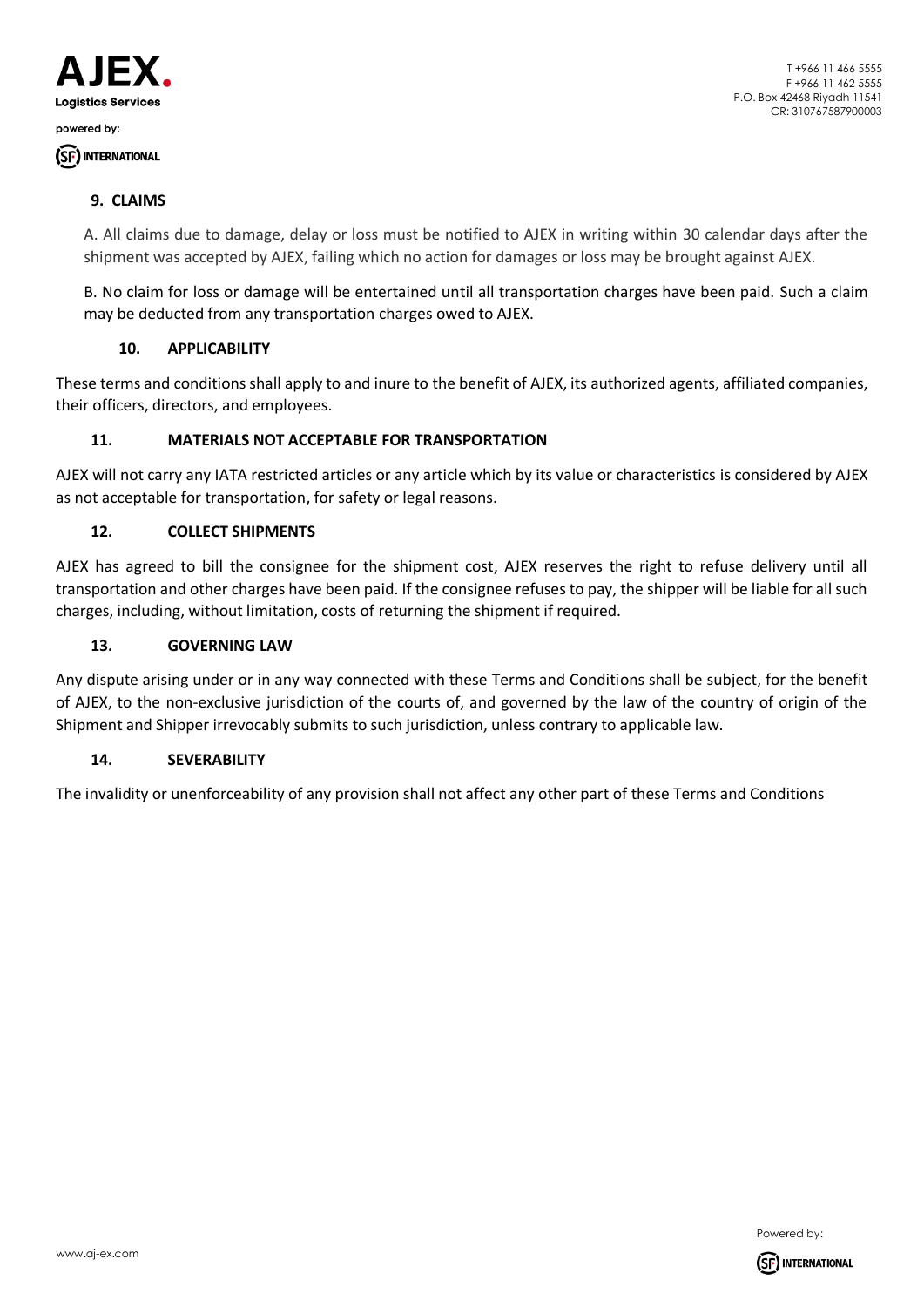## 9. CLAIMS

A. All claims due to damage, delay or loss must be notified to AJEX in writing within 30 calendar days after the shipment was accepted by AJEX, failing which no action for damages or loss may be brought against AJEX.

B. No claim for loss or damage will be entertained until all transportation charges have been paid. Such a claim may be deducted from any transportation charges owed to AJEX.

## 10. APPLICABILITY

These terms and conditions shall apply to and inure to the benefit of AJEX, its authorized agents, affiliated companies, their officers, directors, and employees.

## 11. MATERIALS NOT ACCEPTABLE FOR TRANSPORTATION

AJEX will not carry any IATA restricted articles or any article which by its value or characteristics is considered by AJEX as not acceptable for transportation, for safety or legal reasons.

## 12. COLLECT SHIPMENTS

AJEX has agreed to bill the consignee for the shipment cost, AJEX reserves the right to refuse delivery until all transportation and other charges have been paid. If the consignee refuses to pay, the shipper will be liable for all such charges, including, without limitation, costs of returning the shipment if required.

## 13. GOVERNING LAW

Any dispute arising under or in any way connected with these Terms and Conditions shall be subject, for the benefit of AJEX, to the non-exclusive jurisdiction of the courts of, and governed by the law of the country of origin of the Shipment and Shipper irrevocably submits to such jurisdiction, unless contrary to applicable law.

## 14. SEVERABILITY

The invalidity or unenforceability of any provision shall not affect any other part of these Terms and Conditions